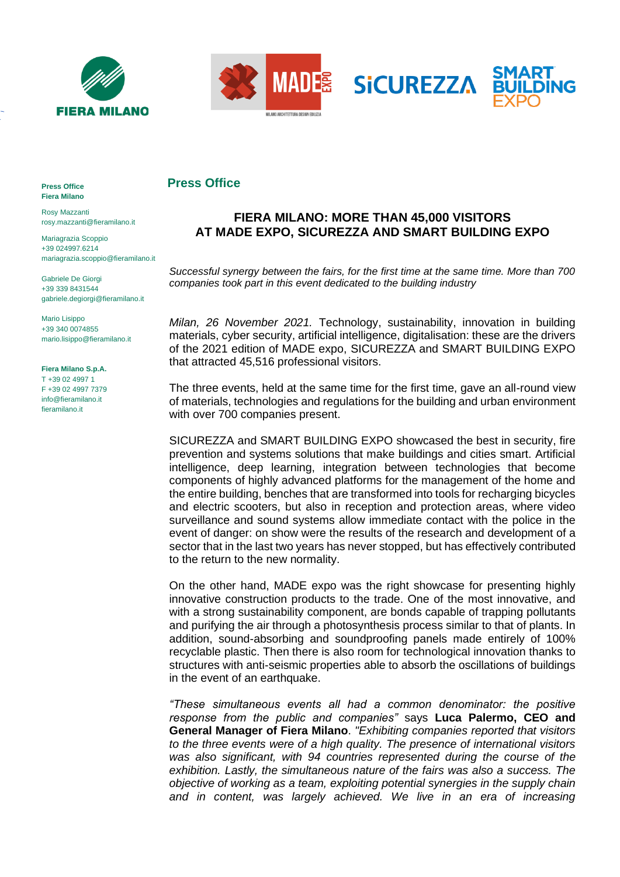**Press Office**
**Fiera Milano**

Rosy Mazzanti
rosy.mazzanti@fieramilano.it

Mariagrazia Scoppio
+39 024997.6214
mariagrazia.scoppio@fieramilano.it

Gabriele De Giorgi
+39 339 8431544
gabriele.degiorgi@fieramilano.it

Mario Lisippo
+39 340 0074855
mario.lisippo@fieramilano.it

**Fiera Milano S.p.A.**
T +39 02 4997 1
F +39 02 4997 7379
info@fieramilano.it
fieramilano.it

## Press Office

### FIERA MILANO: MORE THAN 45,000 VISITORS AT MADE EXPO, SICUREZZA AND SMART BUILDING EXPO

*Successful synergy between the fairs, for the first time at the same time. More than 700 companies took part in this event dedicated to the building industry*

*Milan, 26 November 2021.* Technology, sustainability, innovation in building materials, cyber security, artificial intelligence, digitalisation: these are the drivers of the 2021 edition of MADE expo, SICUREZZA and SMART BUILDING EXPO that attracted 45,516 professional visitors.

The three events, held at the same time for the first time, gave an all-round view of materials, technologies and regulations for the building and urban environment with over 700 companies present.

SICUREZZA and SMART BUILDING EXPO showcased the best in security, fire prevention and systems solutions that make buildings and cities smart. Artificial intelligence, deep learning, integration between technologies that become components of highly advanced platforms for the management of the home and the entire building, benches that are transformed into tools for recharging bicycles and electric scooters, but also in reception and protection areas, where video surveillance and sound systems allow immediate contact with the police in the event of danger: on show were the results of the research and development of a sector that in the last two years has never stopped, but has effectively contributed to the return to the new normality.

On the other hand, MADE expo was the right showcase for presenting highly innovative construction products to the trade. One of the most innovative, and with a strong sustainability component, are bonds capable of trapping pollutants and purifying the air through a photosynthesis process similar to that of plants. In addition, sound-absorbing and soundproofing panels made entirely of 100% recyclable plastic. Then there is also room for technological innovation thanks to structures with anti-seismic properties able to absorb the oscillations of buildings in the event of an earthquake.

*"These simultaneous events all had a common denominator: the positive response from the public and companies"* says **Luca Palermo, CEO and General Manager of Fiera Milano**. *"Exhibiting companies reported that visitors to the three events were of a high quality. The presence of international visitors was also significant, with 94 countries represented during the course of the exhibition. Lastly, the simultaneous nature of the fairs was also a success. The objective of working as a team, exploiting potential synergies in the supply chain and in content, was largely achieved. We live in an era of increasing*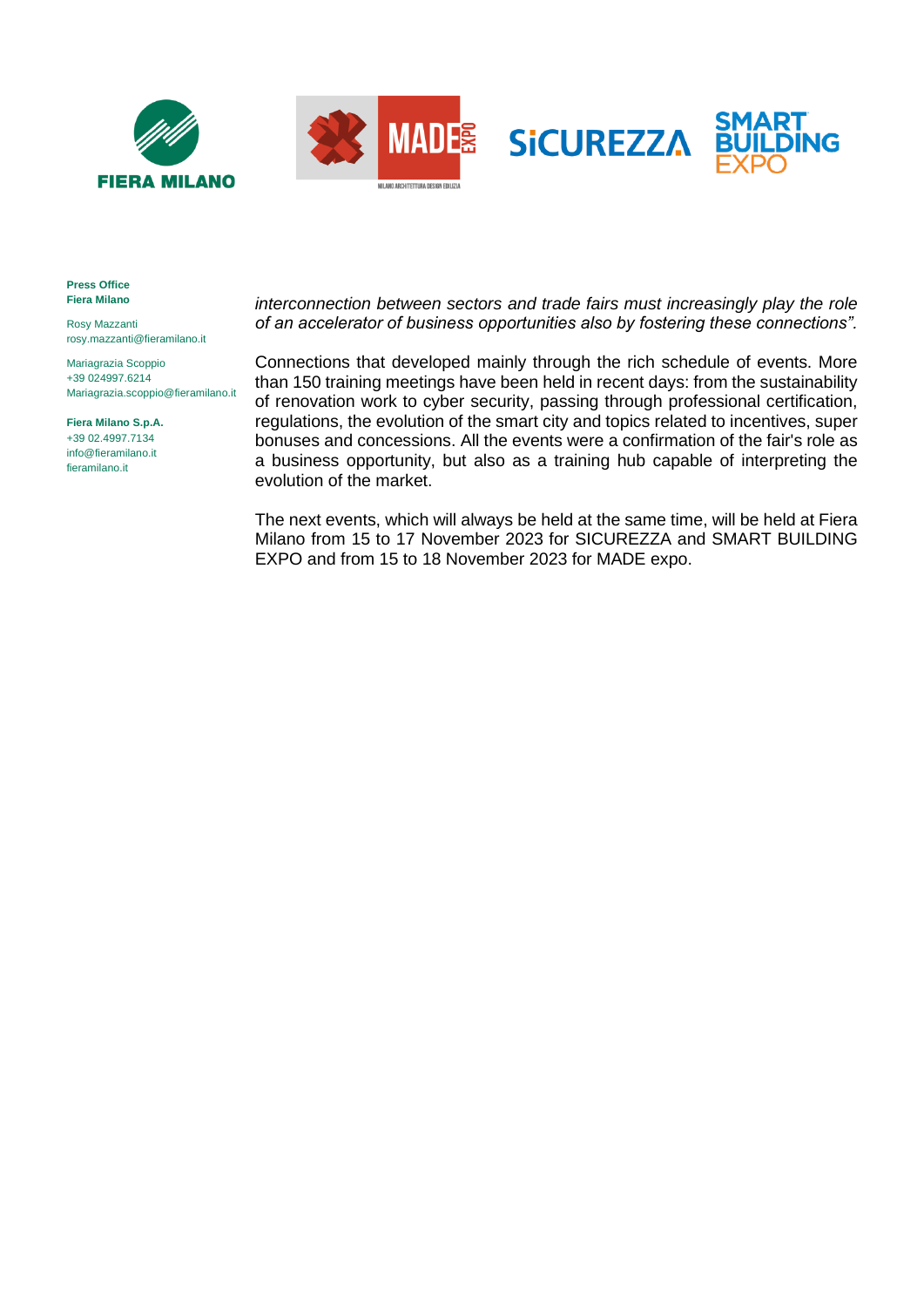**Press Office**
**Fiera Milano**

Rosy Mazzanti
rosy.mazzanti@fieramilano.it

Mariagrazia Scoppio
+39 024997.6214
Mariagrazia.scoppio@fieramilano.it

**Fiera Milano S.p.A.**
+39 02.4997.7134
info@fieramilano.it
fieramilano.it

*interconnection between sectors and trade fairs must increasingly play the role of an accelerator of business opportunities also by fostering these connections".*

Connections that developed mainly through the rich schedule of events. More than 150 training meetings have been held in recent days: from the sustainability of renovation work to cyber security, passing through professional certification, regulations, the evolution of the smart city and topics related to incentives, super bonuses and concessions. All the events were a confirmation of the fair's role as a business opportunity, but also as a training hub capable of interpreting the evolution of the market.

The next events, which will always be held at the same time, will be held at Fiera Milano from 15 to 17 November 2023 for SICUREZZA and SMART BUILDING EXPO and from 15 to 18 November 2023 for MADE expo.